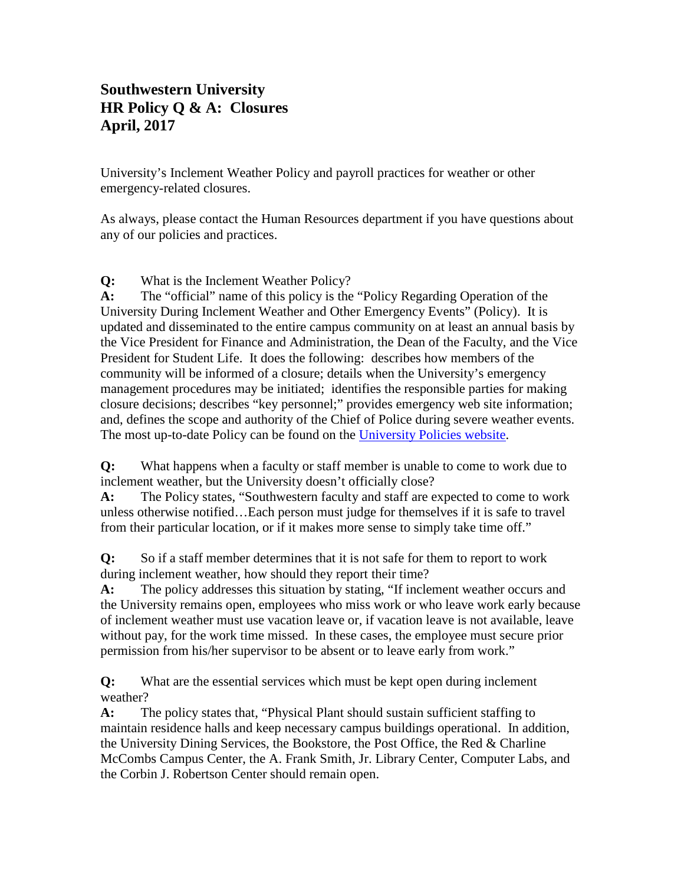**Southwestern University**
**HR Policy Q & A: Closures**
**April, 2017**

University's Inclement Weather Policy and payroll practices for weather or other emergency-related closures.

As always, please contact the Human Resources department if you have questions about any of our policies and practices.

**Q:** What is the Inclement Weather Policy?
**A:** The "official" name of this policy is the "Policy Regarding Operation of the University During Inclement Weather and Other Emergency Events" (Policy). It is updated and disseminated to the entire campus community on at least an annual basis by the Vice President for Finance and Administration, the Dean of the Faculty, and the Vice President for Student Life. It does the following: describes how members of the community will be informed of a closure; details when the University's emergency management procedures may be initiated; identifies the responsible parties for making closure decisions; describes "key personnel;" provides emergency web site information; and, defines the scope and authority of the Chief of Police during severe weather events. The most up-to-date Policy can be found on the [University Policies website](#).

**Q:** What happens when a faculty or staff member is unable to come to work due to inclement weather, but the University doesn't officially close?
**A:** The Policy states, "Southwestern faculty and staff are expected to come to work unless otherwise notified…Each person must judge for themselves if it is safe to travel from their particular location, or if it makes more sense to simply take time off."

**Q:** So if a staff member determines that it is not safe for them to report to work during inclement weather, how should they report their time?
**A:** The policy addresses this situation by stating, "If inclement weather occurs and the University remains open, employees who miss work or who leave work early because of inclement weather must use vacation leave or, if vacation leave is not available, leave without pay, for the work time missed. In these cases, the employee must secure prior permission from his/her supervisor to be absent or to leave early from work."

**Q:** What are the essential services which must be kept open during inclement weather?
**A:** The policy states that, "Physical Plant should sustain sufficient staffing to maintain residence halls and keep necessary campus buildings operational. In addition, the University Dining Services, the Bookstore, the Post Office, the Red & Charline McCombs Campus Center, the A. Frank Smith, Jr. Library Center, Computer Labs, and the Corbin J. Robertson Center should remain open.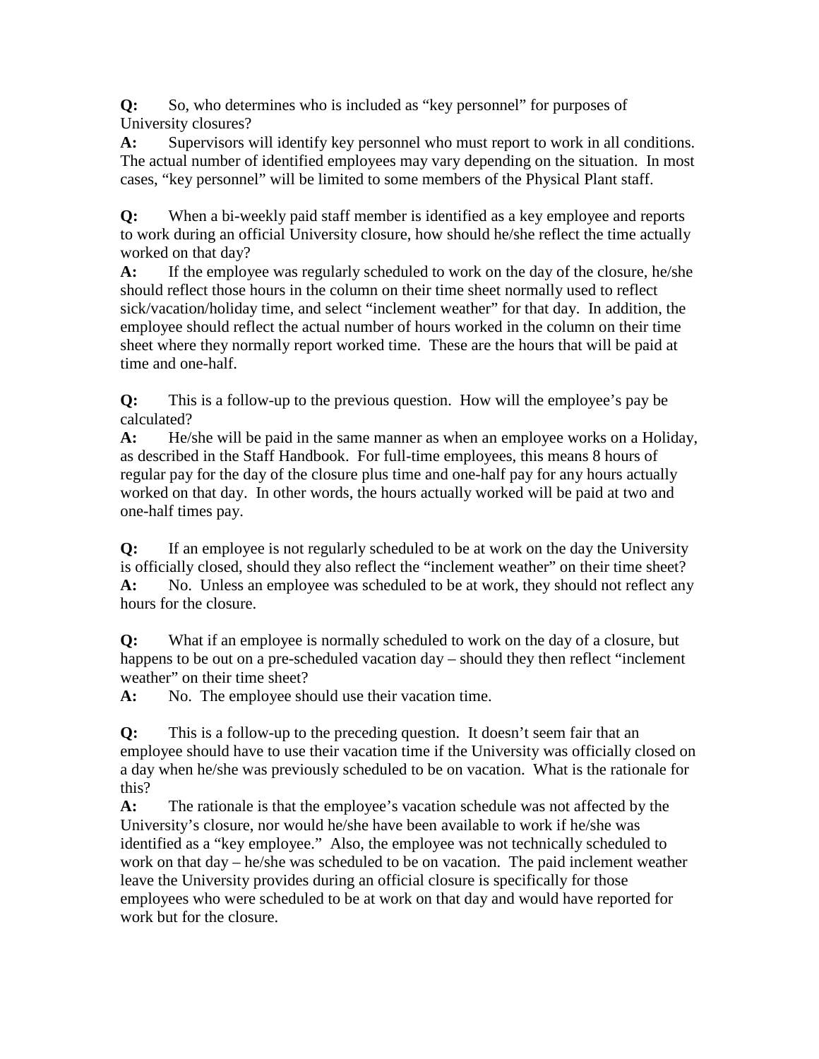**Q:** So, who determines who is included as “key personnel” for purposes of University closures?

**A:** Supervisors will identify key personnel who must report to work in all conditions. The actual number of identified employees may vary depending on the situation. In most cases, “key personnel” will be limited to some members of the Physical Plant staff.

**Q:** When a bi-weekly paid staff member is identified as a key employee and reports to work during an official University closure, how should he/she reflect the time actually worked on that day?

**A:** If the employee was regularly scheduled to work on the day of the closure, he/she should reflect those hours in the column on their time sheet normally used to reflect sick/vacation/holiday time, and select “inclement weather” for that day. In addition, the employee should reflect the actual number of hours worked in the column on their time sheet where they normally report worked time. These are the hours that will be paid at time and one-half.

**Q:** This is a follow-up to the previous question. How will the employee’s pay be calculated?

**A:** He/she will be paid in the same manner as when an employee works on a Holiday, as described in the Staff Handbook. For full-time employees, this means 8 hours of regular pay for the day of the closure plus time and one-half pay for any hours actually worked on that day. In other words, the hours actually worked will be paid at two and one-half times pay.

**Q:** If an employee is not regularly scheduled to be at work on the day the University is officially closed, should they also reflect the “inclement weather” on their time sheet?

**A:** No. Unless an employee was scheduled to be at work, they should not reflect any hours for the closure.

**Q:** What if an employee is normally scheduled to work on the day of a closure, but happens to be out on a pre-scheduled vacation day – should they then reflect “inclement weather” on their time sheet?

**A:** No. The employee should use their vacation time.

**Q:** This is a follow-up to the preceding question. It doesn’t seem fair that an employee should have to use their vacation time if the University was officially closed on a day when he/she was previously scheduled to be on vacation. What is the rationale for this?

**A:** The rationale is that the employee’s vacation schedule was not affected by the University’s closure, nor would he/she have been available to work if he/she was identified as a “key employee.” Also, the employee was not technically scheduled to work on that day – he/she was scheduled to be on vacation. The paid inclement weather leave the University provides during an official closure is specifically for those employees who were scheduled to be at work on that day and would have reported for work but for the closure.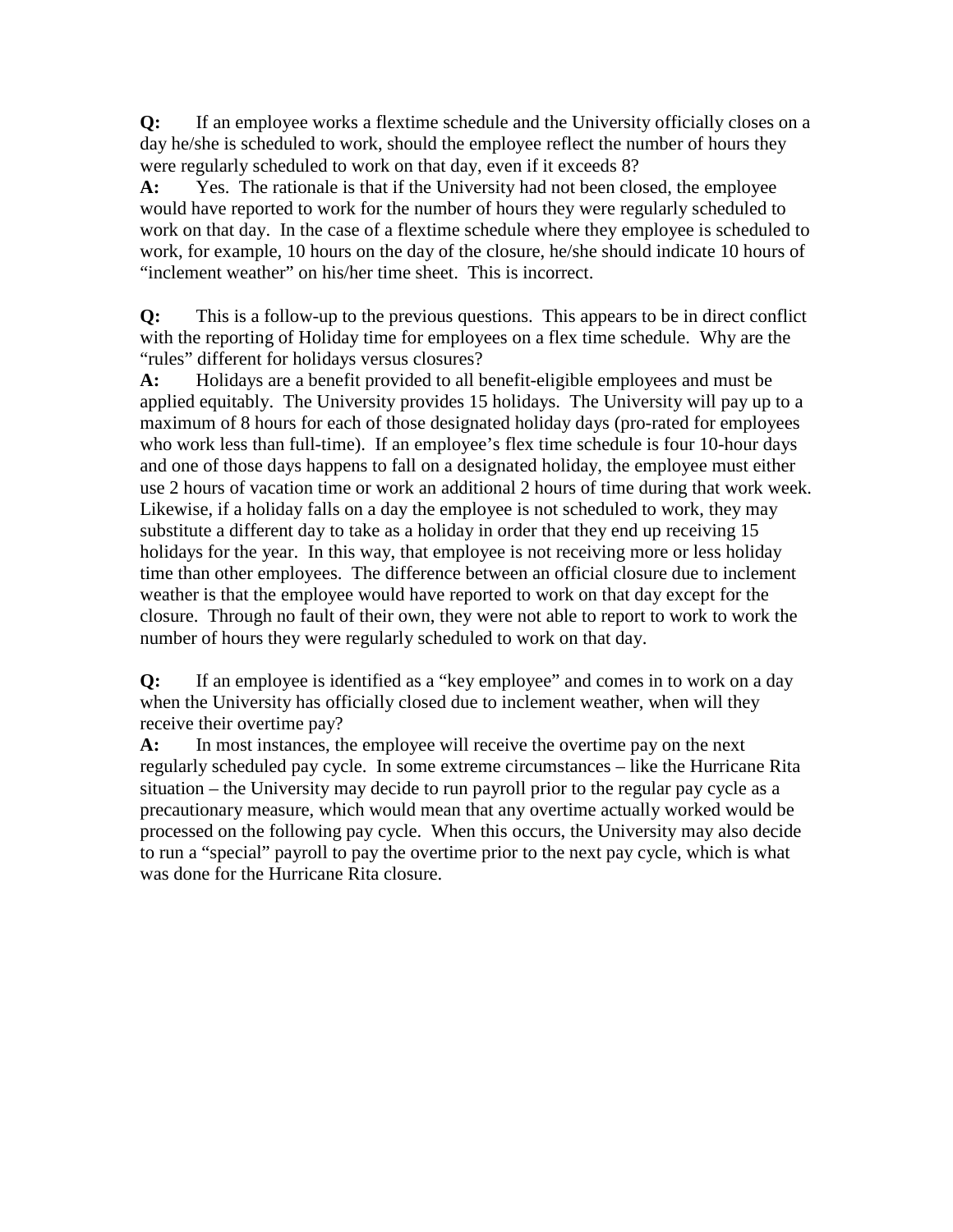**Q:** If an employee works a flextime schedule and the University officially closes on a day he/she is scheduled to work, should the employee reflect the number of hours they were regularly scheduled to work on that day, even if it exceeds 8?

**A:** Yes. The rationale is that if the University had not been closed, the employee would have reported to work for the number of hours they were regularly scheduled to work on that day. In the case of a flextime schedule where they employee is scheduled to work, for example, 10 hours on the day of the closure, he/she should indicate 10 hours of "inclement weather" on his/her time sheet. This is incorrect.

**Q:** This is a follow-up to the previous questions. This appears to be in direct conflict with the reporting of Holiday time for employees on a flex time schedule. Why are the "rules" different for holidays versus closures?

**A:** Holidays are a benefit provided to all benefit-eligible employees and must be applied equitably. The University provides 15 holidays. The University will pay up to a maximum of 8 hours for each of those designated holiday days (pro-rated for employees who work less than full-time). If an employee's flex time schedule is four 10-hour days and one of those days happens to fall on a designated holiday, the employee must either use 2 hours of vacation time or work an additional 2 hours of time during that work week. Likewise, if a holiday falls on a day the employee is not scheduled to work, they may substitute a different day to take as a holiday in order that they end up receiving 15 holidays for the year. In this way, that employee is not receiving more or less holiday time than other employees. The difference between an official closure due to inclement weather is that the employee would have reported to work on that day except for the closure. Through no fault of their own, they were not able to report to work to work the number of hours they were regularly scheduled to work on that day.

**Q:** If an employee is identified as a "key employee" and comes in to work on a day when the University has officially closed due to inclement weather, when will they receive their overtime pay?

**A:** In most instances, the employee will receive the overtime pay on the next regularly scheduled pay cycle. In some extreme circumstances – like the Hurricane Rita situation – the University may decide to run payroll prior to the regular pay cycle as a precautionary measure, which would mean that any overtime actually worked would be processed on the following pay cycle. When this occurs, the University may also decide to run a "special" payroll to pay the overtime prior to the next pay cycle, which is what was done for the Hurricane Rita closure.